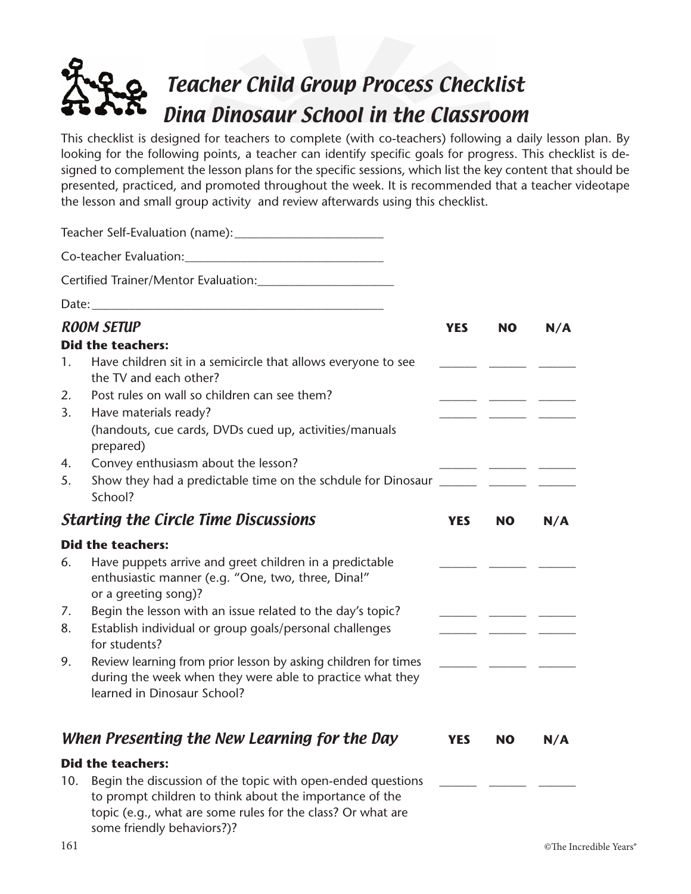# Teacher Child Group Process Checklist
# Dina Dinosaur School in the Classroom

This checklist is designed for teachers to complete (with co-teachers) following a daily lesson plan. By looking for the following points, a teacher can identify specific goals for progress. This checklist is designed to complement the lesson plans for the specific sessions, which list the key content that should be presented, practiced, and promoted throughout the week. It is recommended that a teacher videotape the lesson and small group activity and review afterwards using this checklist.

Teacher Self-Evaluation (name):________________________

Co-teacher Evaluation:________________________________

Certified Trainer/Mentor Evaluation:______________________

Date:______________________________________________

## *ROOM SETUP*

**Did the teachers:**

| | | YES | NO | N/A |
|---|---|---|---|---|
| 1. | Have children sit in a semicircle that allows everyone to see the TV and each other? | ______ | ______ | ______ |
| 2. | Post rules on wall so children can see them? | ______ | ______ | ______ |
| 3. | Have materials ready? (handouts, cue cards, DVDs cued up, activities/manuals prepared) | ______ | ______ | ______ |
| 4. | Convey enthusiasm about the lesson? | ______ | ______ | ______ |
| 5. | Show they had a predictable time on the schdule for Dinosaur School? | ______ | ______ | ______ |

## *Starting the Circle Time Discussions*

**Did the teachers:**

| | | YES | NO | N/A |
|---|---|---|---|---|
| 6. | Have puppets arrive and greet children in a predictable enthusiastic manner (e.g. "One, two, three, Dina!" or a greeting song)? | ______ | ______ | ______ |
| 7. | Begin the lesson with an issue related to the day's topic? | ______ | ______ | ______ |
| 8. | Establish individual or group goals/personal challenges for students? | ______ | ______ | ______ |
| 9. | Review learning from prior lesson by asking children for times during the week when they were able to practice what they learned in Dinosaur School? | ______ | ______ | ______ |

## *When Presenting the New Learning for the Day*

**Did the teachers:**

| | | YES | NO | N/A |
|---|---|---|---|---|
| 10. | Begin the discussion of the topic with open-ended questions to prompt children to think about the importance of the topic (e.g., what are some rules for the class? Or what are some friendly behaviors?)? | ______ | ______ | ______ |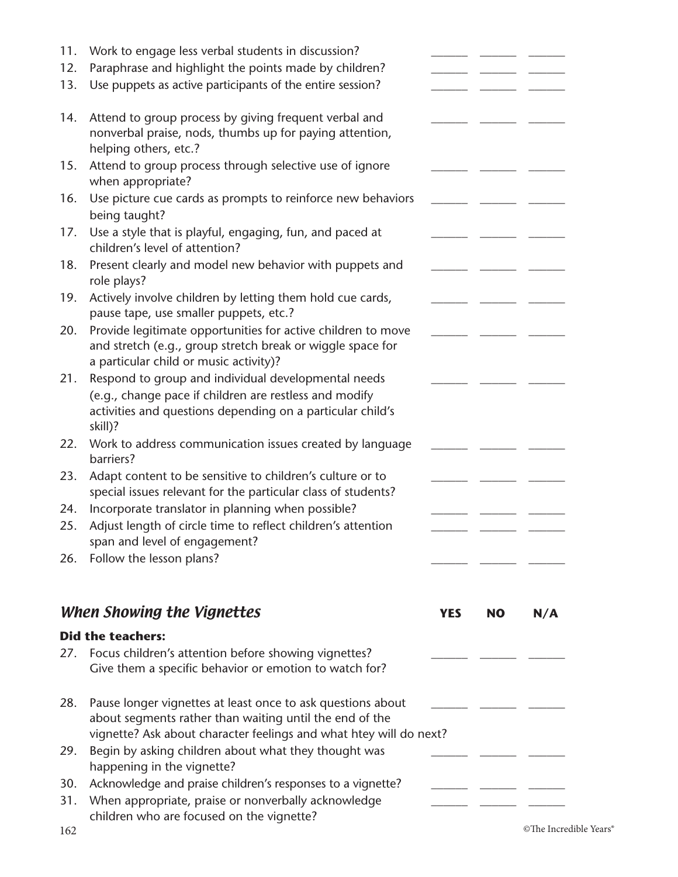11. Work to engage less verbal students in discussion? ______ ______ ______
12. Paraphrase and highlight the points made by children? ______ ______ ______
13. Use puppets as active participants of the entire session? ______ ______ ______
14. Attend to group process by giving frequent verbal and nonverbal praise, nods, thumbs up for paying attention, helping others, etc.? ______ ______ ______
15. Attend to group process through selective use of ignore when appropriate? ______ ______ ______
16. Use picture cue cards as prompts to reinforce new behaviors being taught? ______ ______ ______
17. Use a style that is playful, engaging, fun, and paced at children's level of attention? ______ ______ ______
18. Present clearly and model new behavior with puppets and role plays? ______ ______ ______
19. Actively involve children by letting them hold cue cards, pause tape, use smaller puppets, etc.? ______ ______ ______
20. Provide legitimate opportunities for active children to move and stretch (e.g., group stretch break or wiggle space for a particular child or music activity)? ______ ______ ______
21. Respond to group and individual developmental needs (e.g., change pace if children are restless and modify activities and questions depending on a particular child's skill)? ______ ______ ______
22. Work to address communication issues created by language barriers? ______ ______ ______
23. Adapt content to be sensitive to children's culture or to special issues relevant for the particular class of students? ______ ______ ______
24. Incorporate translator in planning when possible? ______ ______ ______
25. Adjust length of circle time to reflect children's attention span and level of engagement? ______ ______ ______
26. Follow the lesson plans? ______ ______ ______

## *When Showing the Vignettes* — YES NO N/A

**Did the teachers:**

27. Focus children's attention before showing vignettes? Give them a specific behavior or emotion to watch for? ______ ______ ______
28. Pause longer vignettes at least once to ask questions about about segments rather than waiting until the end of the vignette? Ask about character feelings and what htey will do next? ______ ______ ______
29. Begin by asking children about what they thought was happening in the vignette? ______ ______ ______
30. Acknowledge and praise children's responses to a vignette? ______ ______ ______
31. When appropriate, praise or nonverbally acknowledge children who are focused on the vignette? ______ ______ ______

©The Incredible Years®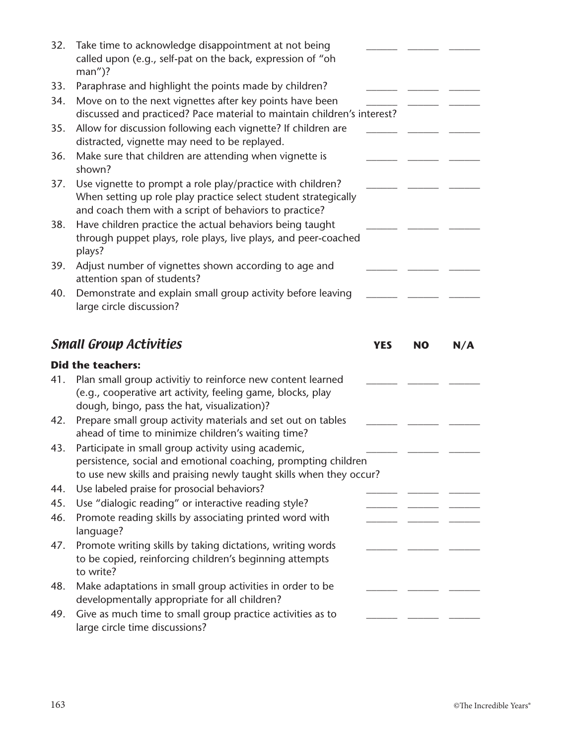| | | YES | NO | N/A |
|---|---|---|---|---|
| 32. | Take time to acknowledge disappointment at not being called upon (e.g., self-pat on the back, expression of "oh man")? | ______ | ______ | ______ |
| 33. | Paraphrase and highlight the points made by children? | ______ | ______ | ______ |
| 34. | Move on to the next vignettes after key points have been discussed and practiced? Pace material to maintain children's interest? | ______ | ______ | ______ |
| 35. | Allow for discussion following each vignette? If children are distracted, vignette may need to be replayed. | ______ | ______ | ______ |
| 36. | Make sure that children are attending when vignette is shown? | ______ | ______ | ______ |
| 37. | Use vignette to prompt a role play/practice with children? When setting up role play practice select student strategically and coach them with a script of behaviors to practice? | ______ | ______ | ______ |
| 38. | Have children practice the actual behaviors being taught through puppet plays, role plays, live plays, and peer-coached plays? | ______ | ______ | ______ |
| 39. | Adjust number of vignettes shown according to age and attention span of students? | ______ | ______ | ______ |
| 40. | Demonstrate and explain small group activity before leaving large circle discussion? | ______ | ______ | ______ |

## *Small Group Activities*

**Did the teachers:**

| | | YES | NO | N/A |
|---|---|---|---|---|
| 41. | Plan small group activitiy to reinforce new content learned (e.g., cooperative art activity, feeling game, blocks, play dough, bingo, pass the hat, visualization)? | ______ | ______ | ______ |
| 42. | Prepare small group activity materials and set out on tables ahead of time to minimize children's waiting time? | ______ | ______ | ______ |
| 43. | Participate in small group activity using academic, persistence, social and emotional coaching, prompting children to use new skills and praising newly taught skills when they occur? | ______ | ______ | ______ |
| 44. | Use labeled praise for prosocial behaviors? | ______ | ______ | ______ |
| 45. | Use "dialogic reading" or interactive reading style? | ______ | ______ | ______ |
| 46. | Promote reading skills by associating printed word with language? | ______ | ______ | ______ |
| 47. | Promote writing skills by taking dictations, writing words to be copied, reinforcing children's beginning attempts to write? | ______ | ______ | ______ |
| 48. | Make adaptations in small group activities in order to be developmentally appropriate for all children? | ______ | ______ | ______ |
| 49. | Give as much time to small group practice activities as to large circle time discussions? | ______ | ______ | ______ |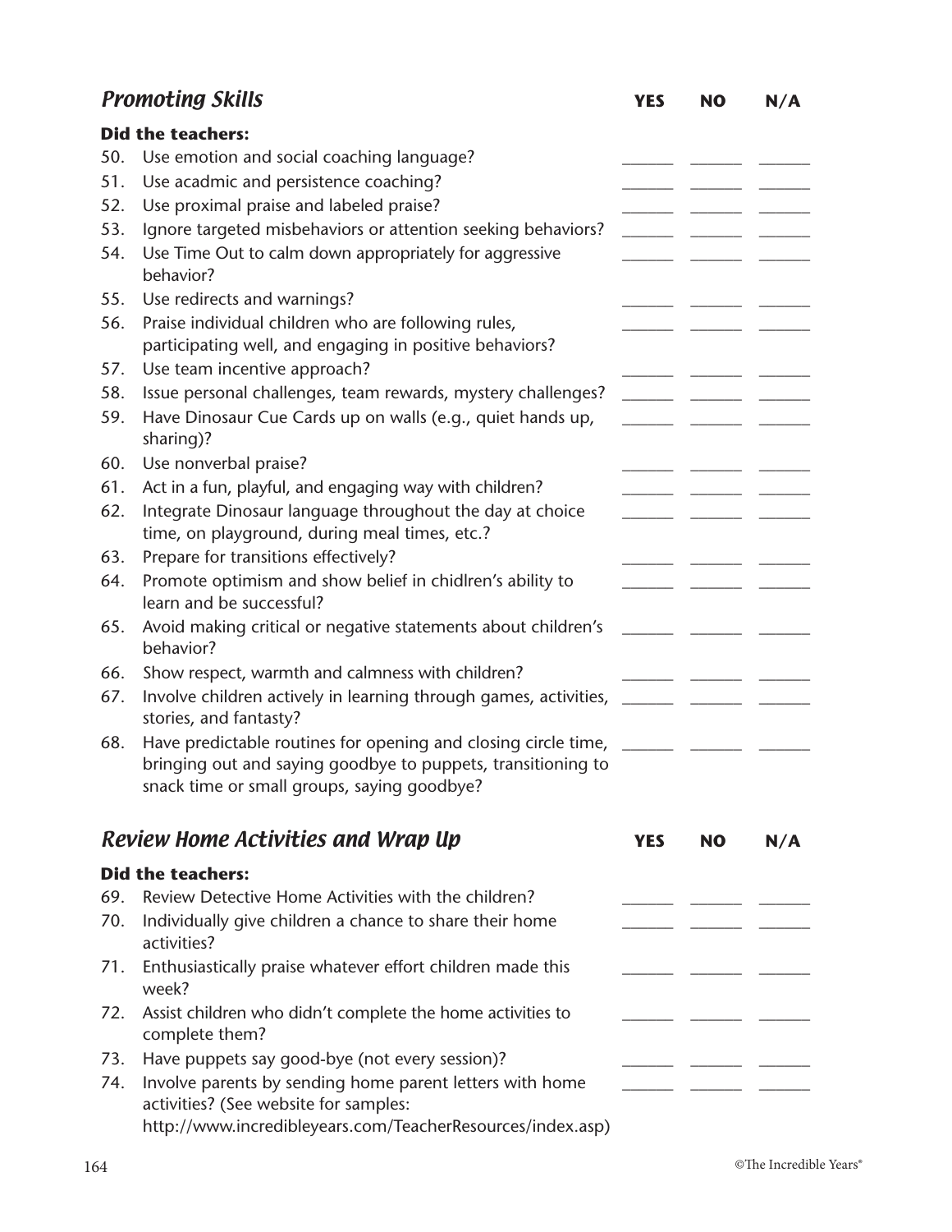## *Promoting Skills*

| **Did the teachers:** | **YES** | **NO** | **N/A** |
|---|---|---|---|
| 50. Use emotion and social coaching language? | ______ | ______ | ______ |
| 51. Use acadmic and persistence coaching? | ______ | ______ | ______ |
| 52. Use proximal praise and labeled praise? | ______ | ______ | ______ |
| 53. Ignore targeted misbehaviors or attention seeking behaviors? | ______ | ______ | ______ |
| 54. Use Time Out to calm down appropriately for aggressive behavior? | ______ | ______ | ______ |
| 55. Use redirects and warnings? | ______ | ______ | ______ |
| 56. Praise individual children who are following rules, participating well, and engaging in positive behaviors? | ______ | ______ | ______ |
| 57. Use team incentive approach? | ______ | ______ | ______ |
| 58. Issue personal challenges, team rewards, mystery challenges? | ______ | ______ | ______ |
| 59. Have Dinosaur Cue Cards up on walls (e.g., quiet hands up, sharing)? | ______ | ______ | ______ |
| 60. Use nonverbal praise? | ______ | ______ | ______ |
| 61. Act in a fun, playful, and engaging way with children? | ______ | ______ | ______ |
| 62. Integrate Dinosaur language throughout the day at choice time, on playground, during meal times, etc.? | ______ | ______ | ______ |
| 63. Prepare for transitions effectively? | ______ | ______ | ______ |
| 64. Promote optimism and show belief in chidlren's ability to learn and be successful? | ______ | ______ | ______ |
| 65. Avoid making critical or negative statements about children's behavior? | ______ | ______ | ______ |
| 66. Show respect, warmth and calmness with children? | ______ | ______ | ______ |
| 67. Involve children actively in learning through games, activities, stories, and fantasty? | ______ | ______ | ______ |
| 68. Have predictable routines for opening and closing circle time, bringing out and saying goodbye to puppets, transitioning to snack time or small groups, saying goodbye? | ______ | ______ | ______ |

## *Review Home Activities and Wrap Up*

| **Did the teachers:** | **YES** | **NO** | **N/A** |
|---|---|---|---|
| 69. Review Detective Home Activities with the children? | ______ | ______ | ______ |
| 70. Individually give children a chance to share their home activities? | ______ | ______ | ______ |
| 71. Enthusiastically praise whatever effort children made this week? | ______ | ______ | ______ |
| 72. Assist children who didn't complete the home activities to complete them? | ______ | ______ | ______ |
| 73. Have puppets say good-bye (not every session)? | ______ | ______ | ______ |
| 74. Involve parents by sending home parent letters with home activities? (See website for samples: http://www.incredibleyears.com/TeacherResources/index.asp) | ______ | ______ | ______ |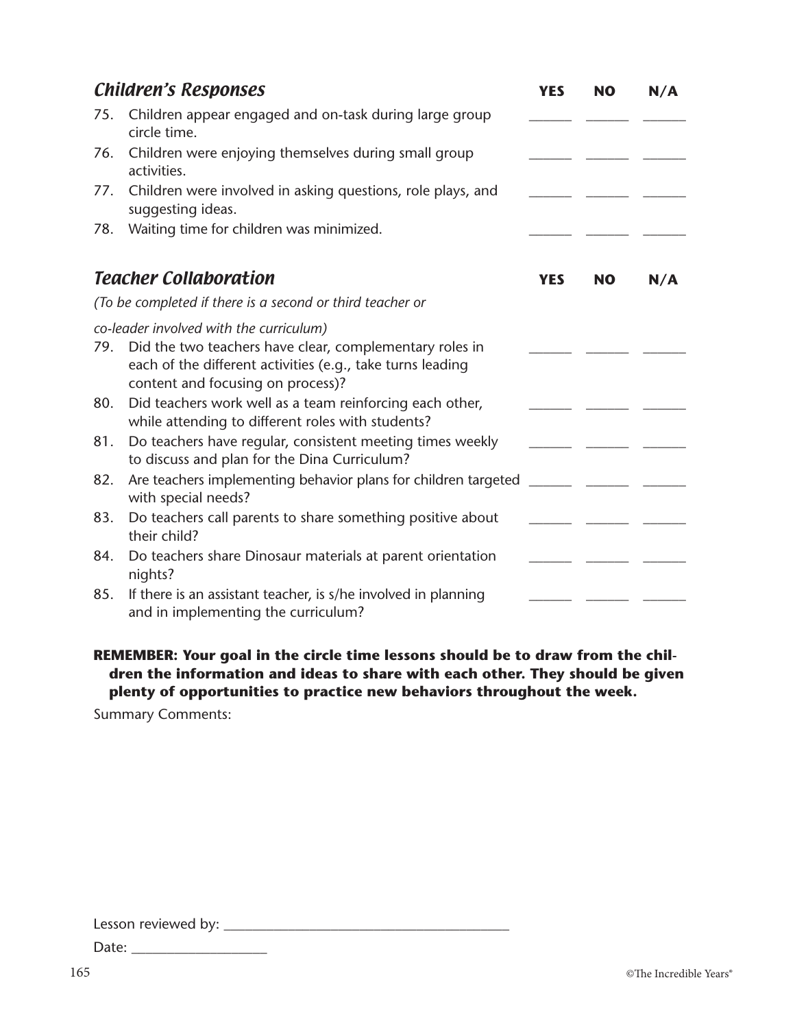## *Children's Responses*

| | | YES | NO | N/A |
|---|---|---|---|---|
| 75. | Children appear engaged and on-task during large group circle time. | ______ | ______ | ______ |
| 76. | Children were enjoying themselves during small group activities. | ______ | ______ | ______ |
| 77. | Children were involved in asking questions, role plays, and suggesting ideas. | ______ | ______ | ______ |
| 78. | Waiting time for children was minimized. | ______ | ______ | ______ |

## *Teacher Collaboration*

*(To be completed if there is a second or third teacher or co-leader involved with the curriculum)*

| | | YES | NO | N/A |
|---|---|---|---|---|
| 79. | Did the two teachers have clear, complementary roles in each of the different activities (e.g., take turns leading content and focusing on process)? | ______ | ______ | ______ |
| 80. | Did teachers work well as a team reinforcing each other, while attending to different roles with students? | ______ | ______ | ______ |
| 81. | Do teachers have regular, consistent meeting times weekly to discuss and plan for the Dina Curriculum? | ______ | ______ | ______ |
| 82. | Are teachers implementing behavior plans for children targeted with special needs? | ______ | ______ | ______ |
| 83. | Do teachers call parents to share something positive about their child? | ______ | ______ | ______ |
| 84. | Do teachers share Dinosaur materials at parent orientation nights? | ______ | ______ | ______ |
| 85. | If there is an assistant teacher, is s/he involved in planning and in implementing the curriculum? | ______ | ______ | ______ |

**REMEMBER: Your goal in the circle time lessons should be to draw from the children the information and ideas to share with each other. They should be given plenty of opportunities to practice new behaviors throughout the week.**

Summary Comments:

Lesson reviewed by: ________________________________________

Date: ___________________

©The Incredible Years®